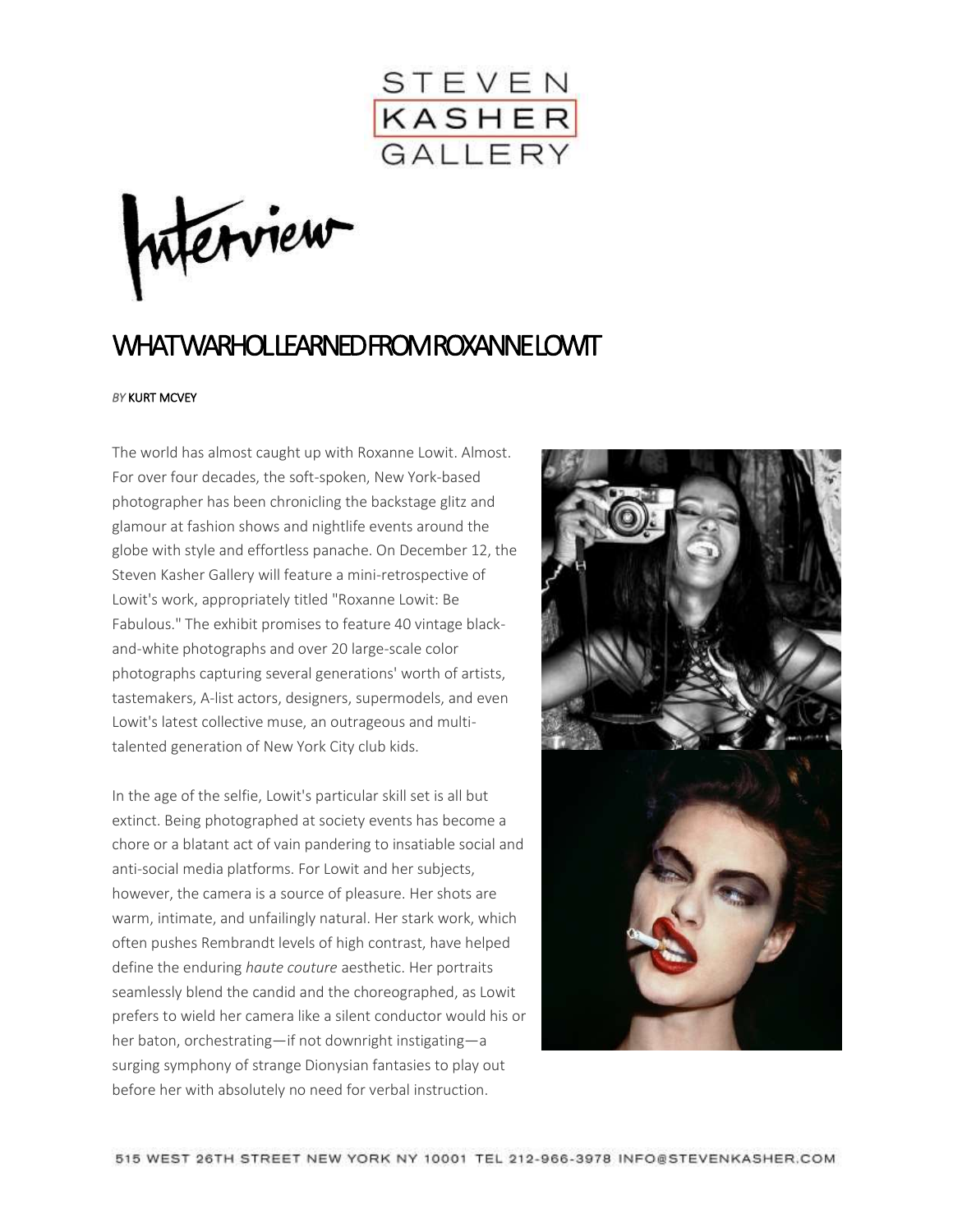# WHAT WARHOL LEARNED FROM ROXANNE LOWIT

*BY* KURT MCVEY

The world has almost caught up with Roxanne Lowit. Almost. For over four decades, the soft-spoken, New York-based photographer has been chronicling the backstage glitz and glamour at fashion shows and nightlife events around the globe with style and effortless panache. On December 12, the Steven Kasher Gallery will feature a mini-retrospective of Lowit's work, appropriately titled "Roxanne Lowit: Be Fabulous." The exhibit promises to feature 40 vintage black-and-white photographs and over 20 large-scale color photographs capturing several generations' worth of artists, tastemakers, A-list actors, designers, supermodels, and even Lowit's latest collective muse, an outrageous and multi-talented generation of New York City club kids.

In the age of the selfie, Lowit's particular skill set is all but extinct. Being photographed at society events has become a chore or a blatant act of vain pandering to insatiable social and anti-social media platforms. For Lowit and her subjects, however, the camera is a source of pleasure. Her shots are warm, intimate, and unfailingly natural. Her stark work, which often pushes Rembrandt levels of high contrast, have helped define the enduring *haute couture* aesthetic. Her portraits seamlessly blend the candid and the choreographed, as Lowit prefers to wield her camera like a silent conductor would his or her baton, orchestrating—if not downright instigating—a surging symphony of strange Dionysian fantasies to play out before her with absolutely no need for verbal instruction.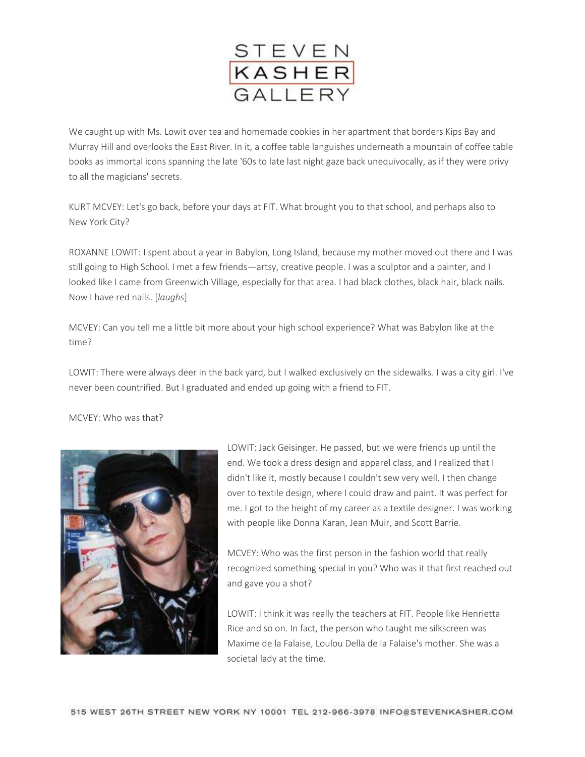We caught up with Ms. Lowit over tea and homemade cookies in her apartment that borders Kips Bay and Murray Hill and overlooks the East River. In it, a coffee table languishes underneath a mountain of coffee table books as immortal icons spanning the late '60s to late last night gaze back unequivocally, as if they were privy to all the magicians' secrets.

KURT MCVEY: Let's go back, before your days at FIT. What brought you to that school, and perhaps also to New York City?

ROXANNE LOWIT: I spent about a year in Babylon, Long Island, because my mother moved out there and I was still going to High School. I met a few friends—artsy, creative people. I was a sculptor and a painter, and I looked like I came from Greenwich Village, especially for that area. I had black clothes, black hair, black nails. Now I have red nails. [*laughs*]

MCVEY: Can you tell me a little bit more about your high school experience? What was Babylon like at the time?

LOWIT: There were always deer in the back yard, but I walked exclusively on the sidewalks. I was a city girl. I've never been countrified. But I graduated and ended up going with a friend to FIT.

MCVEY: Who was that?

LOWIT: Jack Geisinger. He passed, but we were friends up until the end. We took a dress design and apparel class, and I realized that I didn't like it, mostly because I couldn't sew very well. I then change over to textile design, where I could draw and paint. It was perfect for me. I got to the height of my career as a textile designer. I was working with people like Donna Karan, Jean Muir, and Scott Barrie.

MCVEY: Who was the first person in the fashion world that really recognized something special in you? Who was it that first reached out and gave you a shot?

LOWIT: I think it was really the teachers at FIT. People like Henrietta Rice and so on. In fact, the person who taught me silkscreen was Maxime de la Falaise, Loulou Della de la Falaise's mother. She was a societal lady at the time.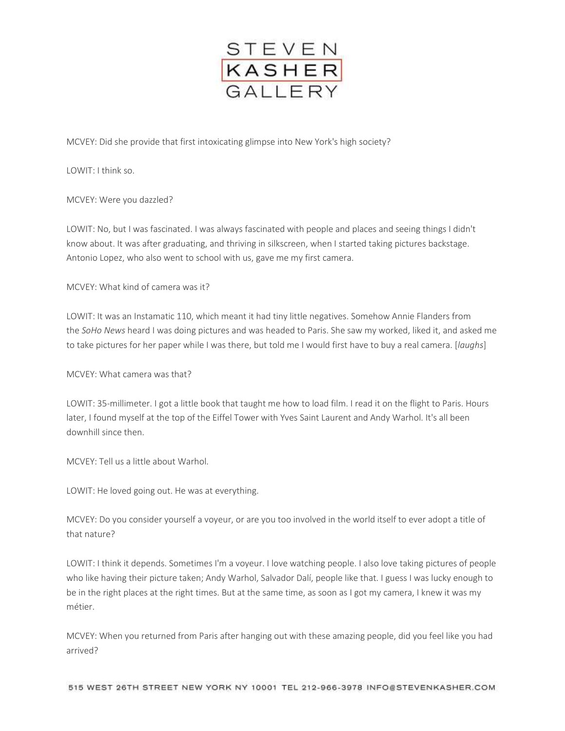MCVEY: Did she provide that first intoxicating glimpse into New York's high society?

LOWIT: I think so.

MCVEY: Were you dazzled?

LOWIT: No, but I was fascinated. I was always fascinated with people and places and seeing things I didn't know about. It was after graduating, and thriving in silkscreen, when I started taking pictures backstage. Antonio Lopez, who also went to school with us, gave me my first camera.

MCVEY: What kind of camera was it?

LOWIT: It was an Instamatic 110, which meant it had tiny little negatives. Somehow Annie Flanders from the *SoHo News* heard I was doing pictures and was headed to Paris. She saw my worked, liked it, and asked me to take pictures for her paper while I was there, but told me I would first have to buy a real camera. [*laughs*]

MCVEY: What camera was that?

LOWIT: 35-millimeter. I got a little book that taught me how to load film. I read it on the flight to Paris. Hours later, I found myself at the top of the Eiffel Tower with Yves Saint Laurent and Andy Warhol. It's all been downhill since then.

MCVEY: Tell us a little about Warhol.

LOWIT: He loved going out. He was at everything.

MCVEY: Do you consider yourself a voyeur, or are you too involved in the world itself to ever adopt a title of that nature?

LOWIT: I think it depends. Sometimes I'm a voyeur. I love watching people. I also love taking pictures of people who like having their picture taken; Andy Warhol, Salvador Dalí, people like that. I guess I was lucky enough to be in the right places at the right times. But at the same time, as soon as I got my camera, I knew it was my métier.

MCVEY: When you returned from Paris after hanging out with these amazing people, did you feel like you had arrived?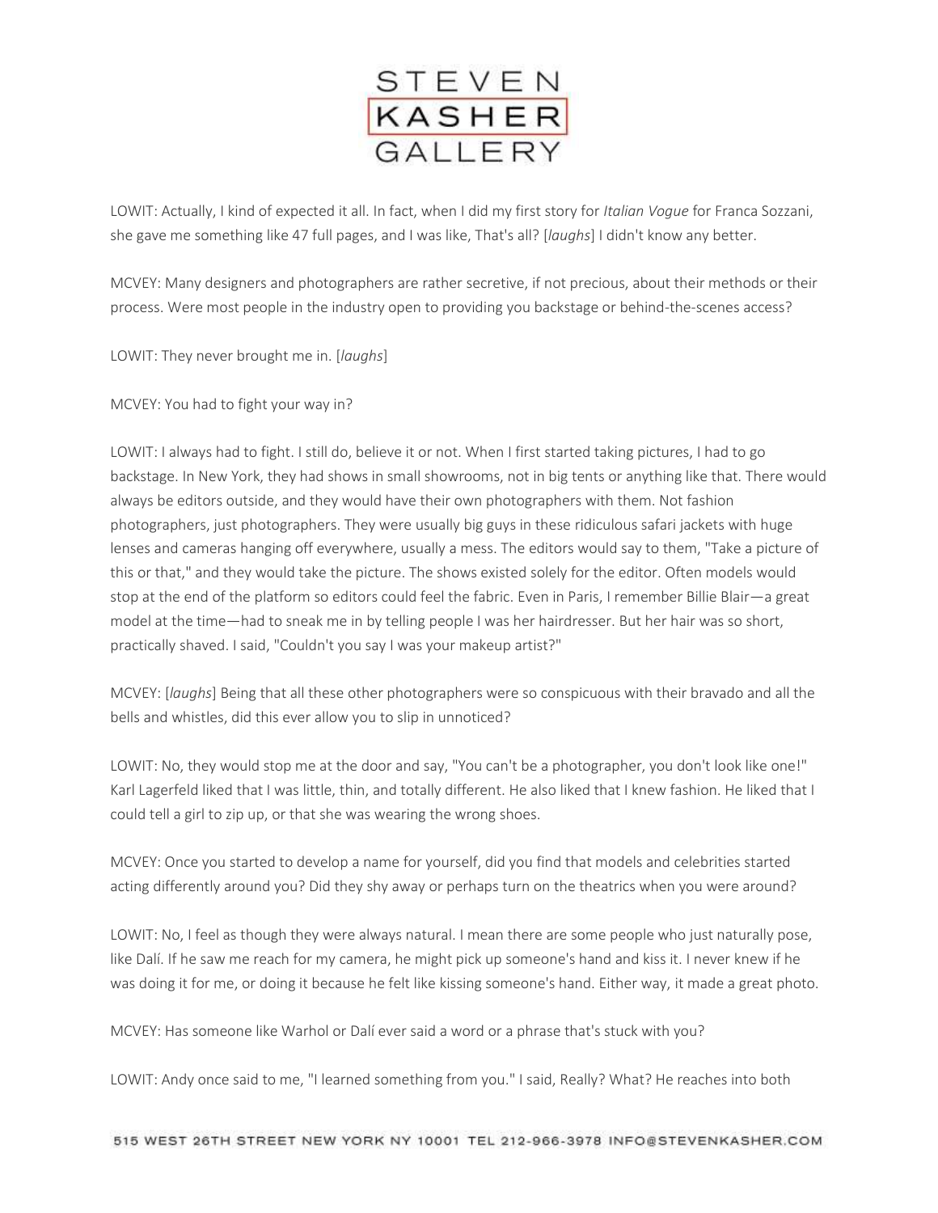LOWIT: Actually, I kind of expected it all. In fact, when I did my first story for *Italian Vogue* for Franca Sozzani, she gave me something like 47 full pages, and I was like, That's all? [*laughs*] I didn't know any better.

MCVEY: Many designers and photographers are rather secretive, if not precious, about their methods or their process. Were most people in the industry open to providing you backstage or behind-the-scenes access?

LOWIT: They never brought me in. [*laughs*]

MCVEY: You had to fight your way in?

LOWIT: I always had to fight. I still do, believe it or not. When I first started taking pictures, I had to go backstage. In New York, they had shows in small showrooms, not in big tents or anything like that. There would always be editors outside, and they would have their own photographers with them. Not fashion photographers, just photographers. They were usually big guys in these ridiculous safari jackets with huge lenses and cameras hanging off everywhere, usually a mess. The editors would say to them, "Take a picture of this or that," and they would take the picture. The shows existed solely for the editor. Often models would stop at the end of the platform so editors could feel the fabric. Even in Paris, I remember Billie Blair—a great model at the time—had to sneak me in by telling people I was her hairdresser. But her hair was so short, practically shaved. I said, "Couldn't you say I was your makeup artist?"

MCVEY: [*laughs*] Being that all these other photographers were so conspicuous with their bravado and all the bells and whistles, did this ever allow you to slip in unnoticed?

LOWIT: No, they would stop me at the door and say, "You can't be a photographer, you don't look like one!" Karl Lagerfeld liked that I was little, thin, and totally different. He also liked that I knew fashion. He liked that I could tell a girl to zip up, or that she was wearing the wrong shoes.

MCVEY: Once you started to develop a name for yourself, did you find that models and celebrities started acting differently around you? Did they shy away or perhaps turn on the theatrics when you were around?

LOWIT: No, I feel as though they were always natural. I mean there are some people who just naturally pose, like Dalí. If he saw me reach for my camera, he might pick up someone's hand and kiss it. I never knew if he was doing it for me, or doing it because he felt like kissing someone's hand. Either way, it made a great photo.

MCVEY: Has someone like Warhol or Dalí ever said a word or a phrase that's stuck with you?

LOWIT: Andy once said to me, "I learned something from you." I said, Really? What? He reaches into both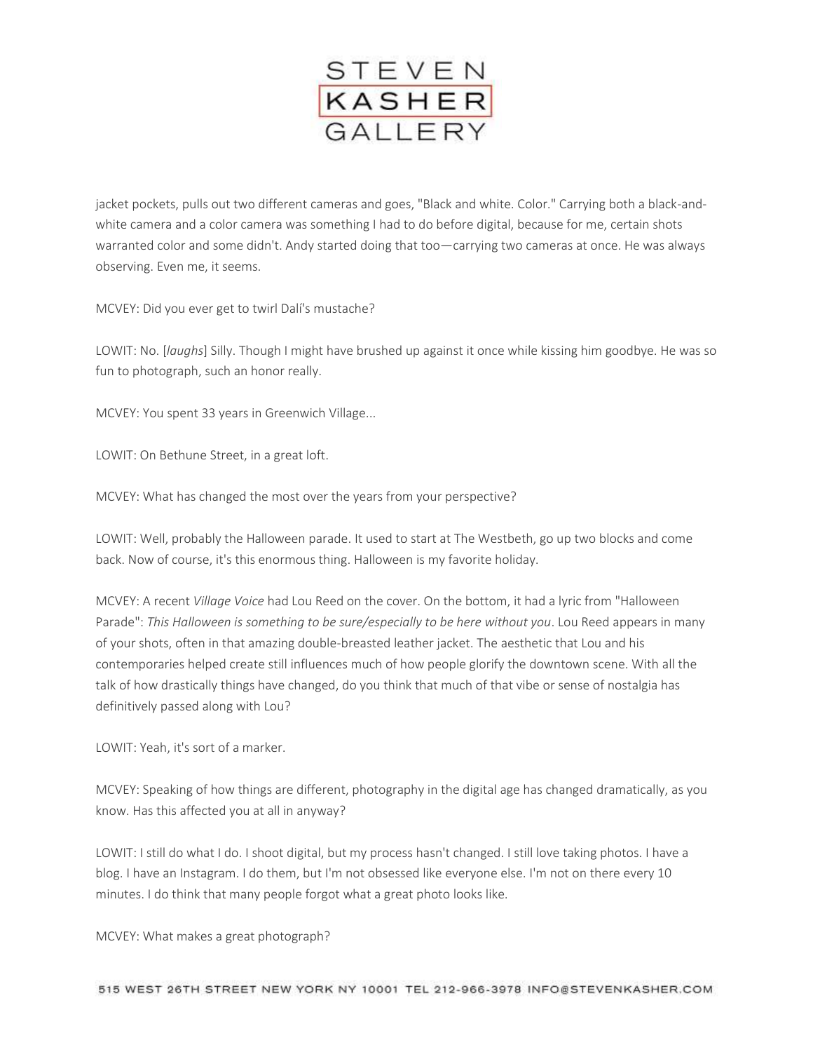jacket pockets, pulls out two different cameras and goes, "Black and white. Color." Carrying both a black-and-white camera and a color camera was something I had to do before digital, because for me, certain shots warranted color and some didn't. Andy started doing that too—carrying two cameras at once. He was always observing. Even me, it seems.

MCVEY: Did you ever get to twirl Dalí's mustache?

LOWIT: No. [*laughs*] Silly. Though I might have brushed up against it once while kissing him goodbye. He was so fun to photograph, such an honor really.

MCVEY: You spent 33 years in Greenwich Village...

LOWIT: On Bethune Street, in a great loft.

MCVEY: What has changed the most over the years from your perspective?

LOWIT: Well, probably the Halloween parade. It used to start at The Westbeth, go up two blocks and come back. Now of course, it's this enormous thing. Halloween is my favorite holiday.

MCVEY: A recent *Village Voice* had Lou Reed on the cover. On the bottom, it had a lyric from "Halloween Parade": *This Halloween is something to be sure/especially to be here without you*. Lou Reed appears in many of your shots, often in that amazing double-breasted leather jacket. The aesthetic that Lou and his contemporaries helped create still influences much of how people glorify the downtown scene. With all the talk of how drastically things have changed, do you think that much of that vibe or sense of nostalgia has definitively passed along with Lou?

LOWIT: Yeah, it's sort of a marker.

MCVEY: Speaking of how things are different, photography in the digital age has changed dramatically, as you know. Has this affected you at all in anyway?

LOWIT: I still do what I do. I shoot digital, but my process hasn't changed. I still love taking photos. I have a blog. I have an Instagram. I do them, but I'm not obsessed like everyone else. I'm not on there every 10 minutes. I do think that many people forgot what a great photo looks like.

MCVEY: What makes a great photograph?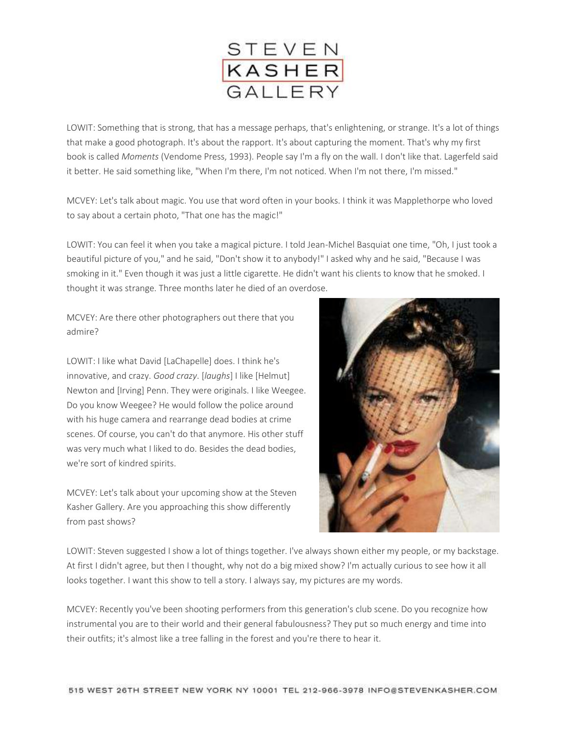LOWIT: Something that is strong, that has a message perhaps, that's enlightening, or strange. It's a lot of things that make a good photograph. It's about the rapport. It's about capturing the moment. That's why my first book is called *Moments* (Vendome Press, 1993). People say I'm a fly on the wall. I don't like that. Lagerfeld said it better. He said something like, "When I'm there, I'm not noticed. When I'm not there, I'm missed."

MCVEY: Let's talk about magic. You use that word often in your books. I think it was Mapplethorpe who loved to say about a certain photo, "That one has the magic!"

LOWIT: You can feel it when you take a magical picture. I told Jean-Michel Basquiat one time, "Oh, I just took a beautiful picture of you," and he said, "Don't show it to anybody!" I asked why and he said, "Because I was smoking in it." Even though it was just a little cigarette. He didn't want his clients to know that he smoked. I thought it was strange. Three months later he died of an overdose.

MCVEY: Are there other photographers out there that you admire?

LOWIT: I like what David [LaChapelle] does. I think he's innovative, and crazy. *Good crazy*. [*laughs*] I like [Helmut] Newton and [Irving] Penn. They were originals. I like Weegee. Do you know Weegee? He would follow the police around with his huge camera and rearrange dead bodies at crime scenes. Of course, you can't do that anymore. His other stuff was very much what I liked to do. Besides the dead bodies, we're sort of kindred spirits.

MCVEY: Let's talk about your upcoming show at the Steven Kasher Gallery. Are you approaching this show differently from past shows?

LOWIT: Steven suggested I show a lot of things together. I've always shown either my people, or my backstage. At first I didn't agree, but then I thought, why not do a big mixed show? I'm actually curious to see how it all looks together. I want this show to tell a story. I always say, my pictures are my words.

MCVEY: Recently you've been shooting performers from this generation's club scene. Do you recognize how instrumental you are to their world and their general fabulousness? They put so much energy and time into their outfits; it's almost like a tree falling in the forest and you're there to hear it.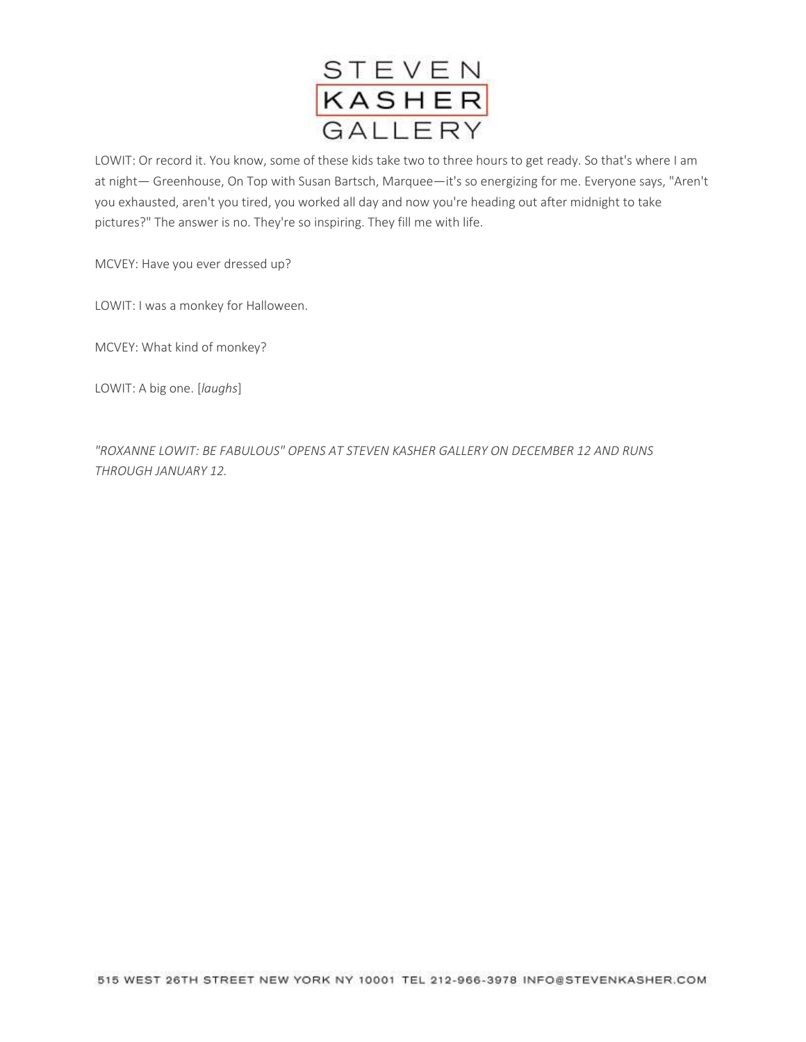LOWIT: Or record it. You know, some of these kids take two to three hours to get ready. So that's where I am at night— Greenhouse, On Top with Susan Bartsch, Marquee—it's so energizing for me. Everyone says, "Aren't you exhausted, aren't you tired, you worked all day and now you're heading out after midnight to take pictures?" The answer is no. They're so inspiring. They fill me with life.

MCVEY: Have you ever dressed up?

LOWIT: I was a monkey for Halloween.

MCVEY: What kind of monkey?

LOWIT: A big one. [*laughs*]

*"ROXANNE LOWIT: BE FABULOUS" OPENS AT STEVEN KASHER GALLERY ON DECEMBER 12 AND RUNS THROUGH JANUARY 12.*